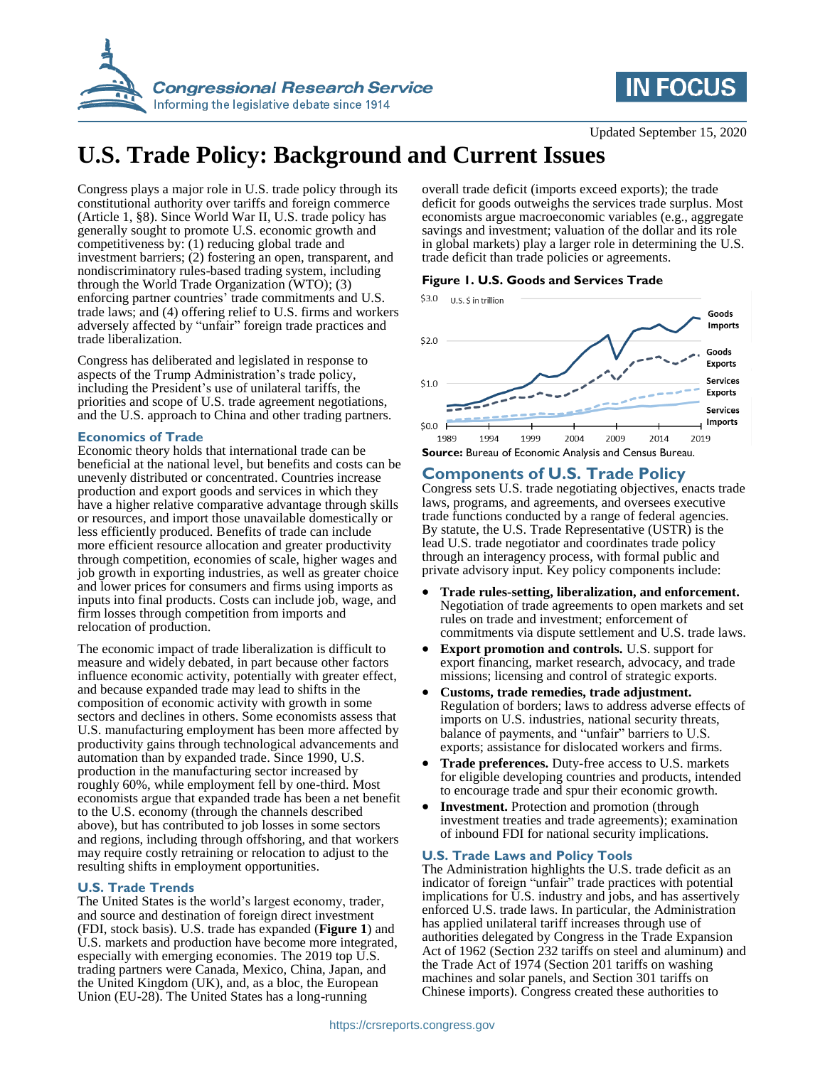Updated September 15, 2020

# U.S. Trade Policy: Background and Current Issues

Congress plays a major role in U.S. trade policy through its constitutional authority over tariffs and foreign commerce (Article 1, §8). Since World War II, U.S. trade policy has generally sought to promote U.S. economic growth and competitiveness by: (1) reducing global trade and investment barriers; (2) fostering an open, transparent, and nondiscriminatory rules-based trading system, including through the World Trade Organization (WTO); (3) enforcing partner countries' trade commitments and U.S. trade laws; and (4) offering relief to U.S. firms and workers adversely affected by "unfair" foreign trade practices and trade liberalization.

Congress has deliberated and legislated in response to aspects of the Trump Administration's trade policy, including the President's use of unilateral tariffs, the priorities and scope of U.S. trade agreement negotiations, and the U.S. approach to China and other trading partners.

## Economics of Trade

Economic theory holds that international trade can be beneficial at the national level, but benefits and costs can be unevenly distributed or concentrated. Countries increase production and export goods and services in which they have a higher relative comparative advantage through skills or resources, and import those unavailable domestically or less efficiently produced. Benefits of trade can include more efficient resource allocation and greater productivity through competition, economies of scale, higher wages and job growth in exporting industries, as well as greater choice and lower prices for consumers and firms using imports as inputs into final products. Costs can include job, wage, and firm losses through competition from imports and relocation of production.

The economic impact of trade liberalization is difficult to measure and widely debated, in part because other factors influence economic activity, potentially with greater effect, and because expanded trade may lead to shifts in the composition of economic activity with growth in some sectors and declines in others. Some economists assess that U.S. manufacturing employment has been more affected by productivity gains through technological advancements and automation than by expanded trade. Since 1990, U.S. production in the manufacturing sector increased by roughly 60%, while employment fell by one-third. Most economists argue that expanded trade has been a net benefit to the U.S. economy (through the channels described above), but has contributed to job losses in some sectors and regions, including through offshoring, and that workers may require costly retraining or relocation to adjust to the resulting shifts in employment opportunities.

## U.S. Trade Trends

The United States is the world's largest economy, trader, and source and destination of foreign direct investment (FDI, stock basis). U.S. trade has expanded (**Figure 1**) and U.S. markets and production have become more integrated, especially with emerging economies. The 2019 top U.S. trading partners were Canada, Mexico, China, Japan, and the United Kingdom (UK), and, as a bloc, the European Union (EU-28). The United States has a long-running overall trade deficit (imports exceed exports); the trade deficit for goods outweighs the services trade surplus. Most economists argue macroeconomic variables (e.g., aggregate savings and investment; valuation of the dollar and its role in global markets) play a larger role in determining the U.S. trade deficit than trade policies or agreements.

**Figure 1. U.S. Goods and Services Trade**

**Source:** Bureau of Economic Analysis and Census Bureau.

## Components of U.S. Trade Policy

Congress sets U.S. trade negotiating objectives, enacts trade laws, programs, and agreements, and oversees executive trade functions conducted by a range of federal agencies. By statute, the U.S. Trade Representative (USTR) is the lead U.S. trade negotiator and coordinates trade policy through an interagency process, with formal public and private advisory input. Key policy components include:

- **Trade rules-setting, liberalization, and enforcement.** Negotiation of trade agreements to open markets and set rules on trade and investment; enforcement of commitments via dispute settlement and U.S. trade laws.
- **Export promotion and controls.** U.S. support for export financing, market research, advocacy, and trade missions; licensing and control of strategic exports.
- **Customs, trade remedies, trade adjustment.** Regulation of borders; laws to address adverse effects of imports on U.S. industries, national security threats, balance of payments, and "unfair" barriers to U.S. exports; assistance for dislocated workers and firms.
- **Trade preferences.** Duty-free access to U.S. markets for eligible developing countries and products, intended to encourage trade and spur their economic growth.
- **Investment.** Protection and promotion (through investment treaties and trade agreements); examination of inbound FDI for national security implications.

## U.S. Trade Laws and Policy Tools

The Administration highlights the U.S. trade deficit as an indicator of foreign "unfair" trade practices with potential implications for U.S. industry and jobs, and has assertively enforced U.S. trade laws. In particular, the Administration has applied unilateral tariff increases through use of authorities delegated by Congress in the Trade Expansion Act of 1962 (Section 232 tariffs on steel and aluminum) and the Trade Act of 1974 (Section 201 tariffs on washing machines and solar panels, and Section 301 tariffs on Chinese imports). Congress created these authorities to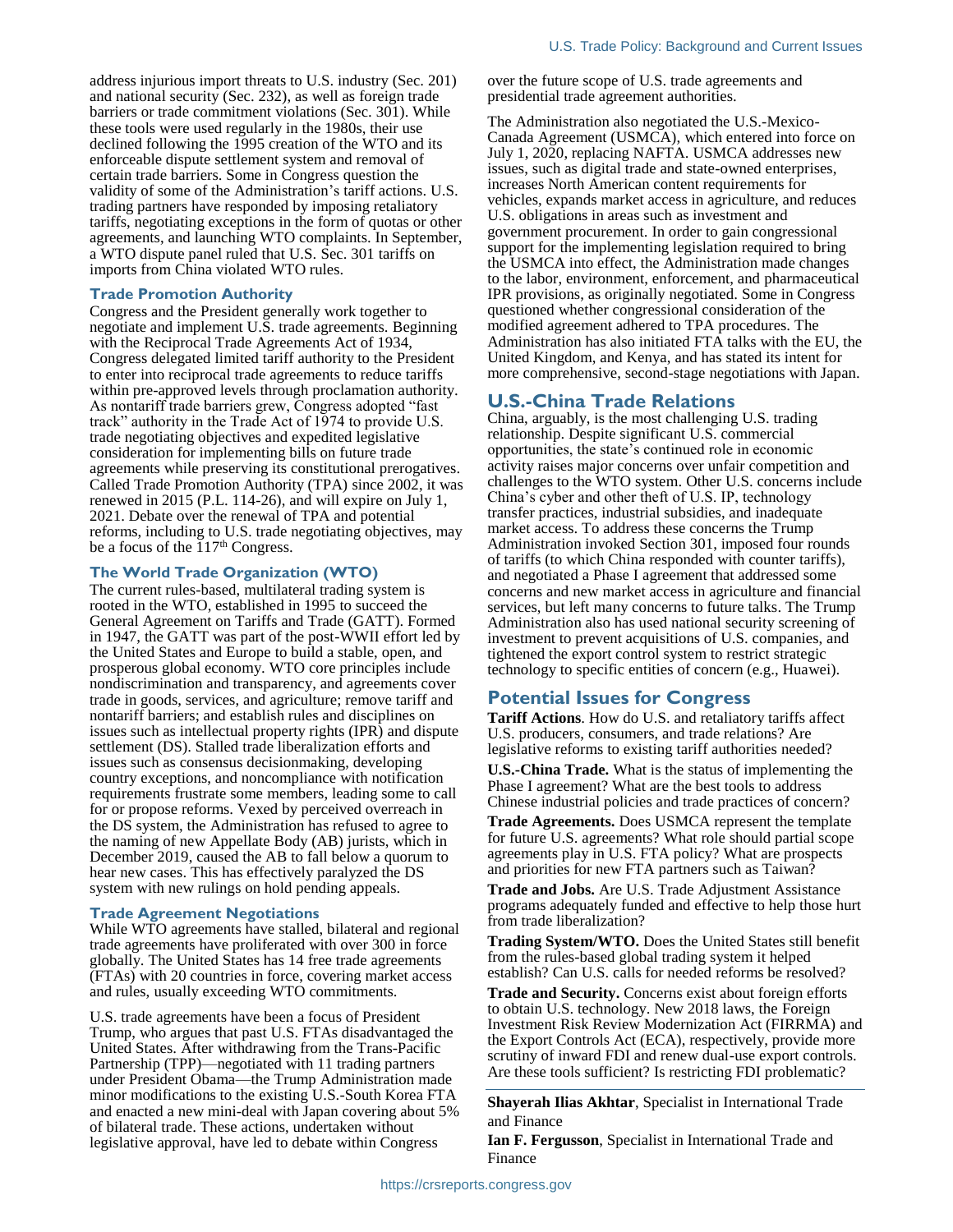address injurious import threats to U.S. industry (Sec. 201) and national security (Sec. 232), as well as foreign trade barriers or trade commitment violations (Sec. 301). While these tools were used regularly in the 1980s, their use declined following the 1995 creation of the WTO and its enforceable dispute settlement system and removal of certain trade barriers. Some in Congress question the validity of some of the Administration's tariff actions. U.S. trading partners have responded by imposing retaliatory tariffs, negotiating exceptions in the form of quotas or other agreements, and launching WTO complaints. In September, a WTO dispute panel ruled that U.S. Sec. 301 tariffs on imports from China violated WTO rules.

### Trade Promotion Authority

Congress and the President generally work together to negotiate and implement U.S. trade agreements. Beginning with the Reciprocal Trade Agreements Act of 1934, Congress delegated limited tariff authority to the President to enter into reciprocal trade agreements to reduce tariffs within pre-approved levels through proclamation authority. As nontariff trade barriers grew, Congress adopted "fast track" authority in the Trade Act of 1974 to provide U.S. trade negotiating objectives and expedited legislative consideration for implementing bills on future trade agreements while preserving its constitutional prerogatives. Called Trade Promotion Authority (TPA) since 2002, it was renewed in 2015 (P.L. 114-26), and will expire on July 1, 2021. Debate over the renewal of TPA and potential reforms, including to U.S. trade negotiating objectives, may be a focus of the 117th Congress.

### The World Trade Organization (WTO)

The current rules-based, multilateral trading system is rooted in the WTO, established in 1995 to succeed the General Agreement on Tariffs and Trade (GATT). Formed in 1947, the GATT was part of the post-WWII effort led by the United States and Europe to build a stable, open, and prosperous global economy. WTO core principles include nondiscrimination and transparency, and agreements cover trade in goods, services, and agriculture; remove tariff and nontariff barriers; and establish rules and disciplines on issues such as intellectual property rights (IPR) and dispute settlement (DS). Stalled trade liberalization efforts and issues such as consensus decisionmaking, developing country exceptions, and noncompliance with notification requirements frustrate some members, leading some to call for or propose reforms. Vexed by perceived overreach in the DS system, the Administration has refused to agree to the naming of new Appellate Body (AB) jurists, which in December 2019, caused the AB to fall below a quorum to hear new cases. This has effectively paralyzed the DS system with new rulings on hold pending appeals.

### Trade Agreement Negotiations

While WTO agreements have stalled, bilateral and regional trade agreements have proliferated with over 300 in force globally. The United States has 14 free trade agreements (FTAs) with 20 countries in force, covering market access and rules, usually exceeding WTO commitments.

U.S. trade agreements have been a focus of President Trump, who argues that past U.S. FTAs disadvantaged the United States. After withdrawing from the Trans-Pacific Partnership (TPP)—negotiated with 11 trading partners under President Obama—the Trump Administration made minor modifications to the existing U.S.-South Korea FTA and enacted a new mini-deal with Japan covering about 5% of bilateral trade. These actions, undertaken without legislative approval, have led to debate within Congress over the future scope of U.S. trade agreements and presidential trade agreement authorities.

The Administration also negotiated the U.S.-Mexico-Canada Agreement (USMCA), which entered into force on July 1, 2020, replacing NAFTA. USMCA addresses new issues, such as digital trade and state-owned enterprises, increases North American content requirements for vehicles, expands market access in agriculture, and reduces U.S. obligations in areas such as investment and government procurement. In order to gain congressional support for the implementing legislation required to bring the USMCA into effect, the Administration made changes to the labor, environment, enforcement, and pharmaceutical IPR provisions, as originally negotiated. Some in Congress questioned whether congressional consideration of the modified agreement adhered to TPA procedures. The Administration has also initiated FTA talks with the EU, the United Kingdom, and Kenya, and has stated its intent for more comprehensive, second-stage negotiations with Japan.

## U.S.-China Trade Relations

China, arguably, is the most challenging U.S. trading relationship. Despite significant U.S. commercial opportunities, the state's continued role in economic activity raises major concerns over unfair competition and challenges to the WTO system. Other U.S. concerns include China's cyber and other theft of U.S. IP, technology transfer practices, industrial subsidies, and inadequate market access. To address these concerns the Trump Administration invoked Section 301, imposed four rounds of tariffs (to which China responded with counter tariffs), and negotiated a Phase I agreement that addressed some concerns and new market access in agriculture and financial services, but left many concerns to future talks. The Trump Administration also has used national security screening of investment to prevent acquisitions of U.S. companies, and tightened the export control system to restrict strategic technology to specific entities of concern (e.g., Huawei).

## Potential Issues for Congress

**Tariff Actions**. How do U.S. and retaliatory tariffs affect U.S. producers, consumers, and trade relations? Are legislative reforms to existing tariff authorities needed?

**U.S.-China Trade.** What is the status of implementing the Phase I agreement? What are the best tools to address Chinese industrial policies and trade practices of concern?

**Trade Agreements.** Does USMCA represent the template for future U.S. agreements? What role should partial scope agreements play in U.S. FTA policy? What are prospects and priorities for new FTA partners such as Taiwan?

**Trade and Jobs.** Are U.S. Trade Adjustment Assistance programs adequately funded and effective to help those hurt from trade liberalization?

**Trading System/WTO.** Does the United States still benefit from the rules-based global trading system it helped establish? Can U.S. calls for needed reforms be resolved?

**Trade and Security.** Concerns exist about foreign efforts to obtain U.S. technology. New 2018 laws, the Foreign Investment Risk Review Modernization Act (FIRRMA) and the Export Controls Act (ECA), respectively, provide more scrutiny of inward FDI and renew dual-use export controls. Are these tools sufficient? Is restricting FDI problematic?

---

**Shayerah Ilias Akhtar**, Specialist in International Trade and Finance

**Ian F. Fergusson**, Specialist in International Trade and Finance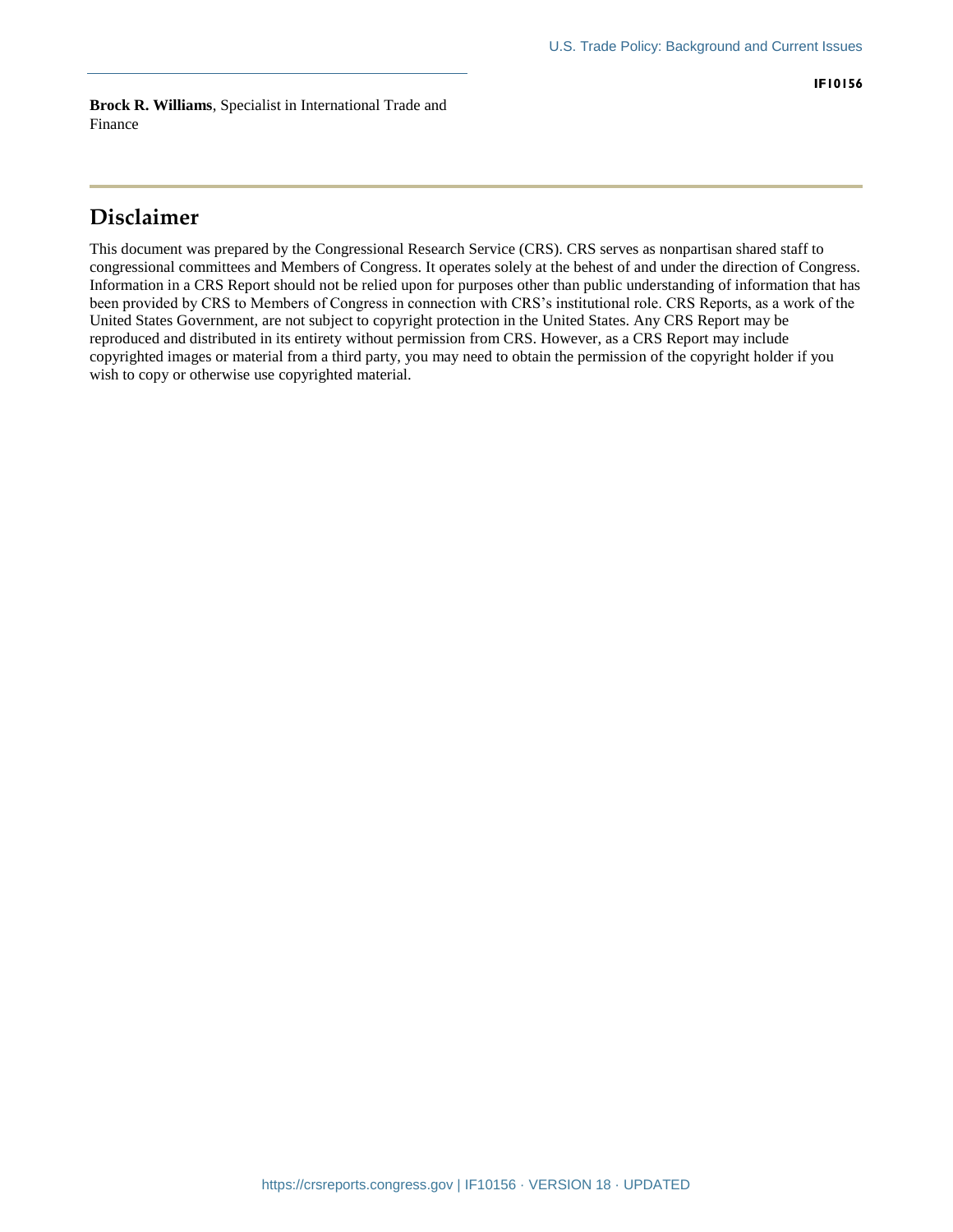**Brock R. Williams**, Specialist in International Trade and Finance

IF10156

## Disclaimer

This document was prepared by the Congressional Research Service (CRS). CRS serves as nonpartisan shared staff to congressional committees and Members of Congress. It operates solely at the behest of and under the direction of Congress. Information in a CRS Report should not be relied upon for purposes other than public understanding of information that has been provided by CRS to Members of Congress in connection with CRS's institutional role. CRS Reports, as a work of the United States Government, are not subject to copyright protection in the United States. Any CRS Report may be reproduced and distributed in its entirety without permission from CRS. However, as a CRS Report may include copyrighted images or material from a third party, you may need to obtain the permission of the copyright holder if you wish to copy or otherwise use copyrighted material.